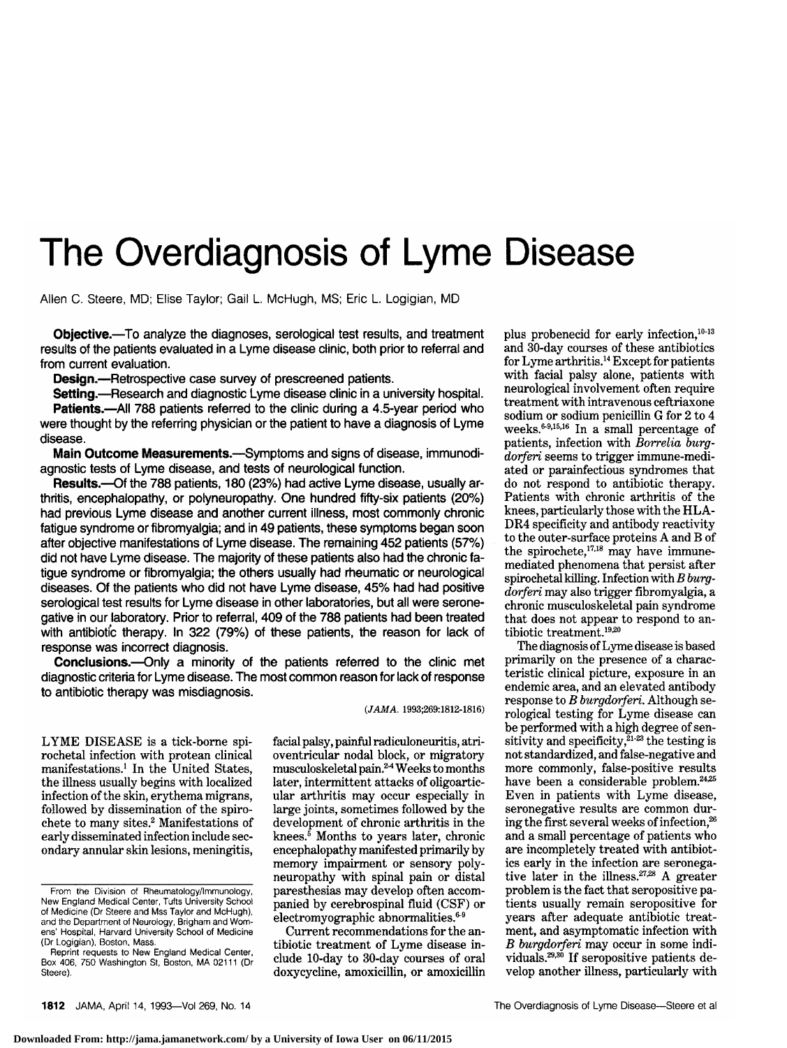# The Overdiagnosis of Lyme Disease

Allen C. Steere, MD; Elise Taylor; Gail L. McHugh, MS; Eric L. Logigian, MD

**Objective.**—To analyze the diagnoses, serological test results, and treatment results of the patients evaluated in a Lyme disease clinic, both prior to referral and from current evaluation.

**Design.**—Retrospective case survey of prescreened patients.

**Setting.**—Research and diagnostic Lyme disease clinic in a university hospital.

**Patients.**—All 788 patients referred to the clinic during a 4.5-year period who were thought by the referring physician or the patient to have a diagnosis of Lyme disease.

**Main Outcome Measurements.**—Symptoms and signs of disease, immunodiagnostic tests of Lyme disease, and tests of neurological function.

**Results.**—Of the 788 patients, 180 (23%) had active Lyme disease, usually arthritis, encephalopathy, or polyneuropathy. One hundred fifty-six patients (20%) had previous Lyme disease and another current illness, most commonly chronic fatigue syndrome or fibromyalgia; and in 49 patients, these symptoms began soon after objective manifestations of Lyme disease. The remaining 452 patients (57%) did not have Lyme disease. The majority of these patients also had the chronic fatigue syndrome or fibromyalgia; the others usually had rheumatic or neurological diseases. Of the patients who did not have Lyme disease, 45% had had positive serological test results for Lyme disease in other laboratories, but all were seronegative in our laboratory. Prior to referral, 409 of the 788 patients had been treated with antibiotic therapy. In 322 (79%) of these patients, the reason for lack of response was incorrect diagnosis.

**Conclusions.**—Only a minority of the patients referred to the clinic met diagnostic criteria for Lyme disease. The most common reason for lack of response to antibiotic therapy was misdiagnosis.

(*JAMA*. 1993;269:1812-1816)

LYME DISEASE is a tick-borne spirochetal infection with protean clinical manifestations.[1] In the United States, the illness usually begins with localized infection of the skin, erythema migrans, followed by dissemination of the spirochete to many sites.[2] Manifestations of early disseminated infection include secondary annular skin lesions, meningitis, facial palsy, painful radiculoneuritis, atrioventricular nodal block, or migratory musculoskeletal pain.[2-4] Weeks to months later, intermittent attacks of oligoarticular arthritis may occur especially in large joints, sometimes followed by the development of chronic arthritis in the knees.[5] Months to years later, chronic encephalopathy manifested primarily by memory impairment or sensory polyneuropathy with spinal pain or distal paresthesias may develop often accompanied by cerebrospinal fluid (CSF) or electromyographic abnormalities.[6-9]

Current recommendations for the antibiotic treatment of Lyme disease include 10-day to 30-day courses of oral doxycycline, amoxicillin, or amoxicillin plus probenecid for early infection,[10-13] and 30-day courses of these antibiotics for Lyme arthritis.[14] Except for patients with facial palsy alone, patients with neurological involvement often require treatment with intravenous ceftriaxone sodium or sodium penicillin G for 2 to 4 weeks.[6-9,15,16] In a small percentage of patients, infection with *Borrelia burgdorferi* seems to trigger immune-mediated or parainfectious syndromes that do not respond to antibiotic therapy. Patients with chronic arthritis of the knees, particularly those with the HLA-DR4 specificity and antibody reactivity to the outer-surface proteins A and B of the spirochete,[17,18] may have immune-mediated phenomena that persist after spirochetal killing. Infection with *B burgdorferi* may also trigger fibromyalgia, a chronic musculoskeletal pain syndrome that does not appear to respond to antibiotic treatment.[19,20]

The diagnosis of Lyme disease is based primarily on the presence of a characteristic clinical picture, exposure in an endemic area, and an elevated antibody response to *B burgdorferi*. Although serological testing for Lyme disease can be performed with a high degree of sensitivity and specificity,[21-23] the testing is not standardized, and false-negative and more commonly, false-positive results have been a considerable problem.[24,25] Even in patients with Lyme disease, seronegative results are common during the first several weeks of infection,[26] and a small percentage of patients who are incompletely treated with antibiotics early in the infection are seronegative later in the illness.[27,28] A greater problem is the fact that seropositive patients usually remain seropositive for years after adequate antibiotic treatment, and asymptomatic infection with *B burgdorferi* may occur in some individuals.[29,30] If seropositive patients develop another illness, particularly with

From the Division of Rheumatology/Immunology, New England Medical Center, Tufts University School of Medicine (Dr Steere and Mss Taylor and McHugh), and the Department of Neurology, Brigham and Womens' Hospital, Harvard University School of Medicine (Dr Logigian), Boston, Mass.

Reprint requests to New England Medical Center, Box 406, 750 Washington St, Boston, MA 02111 (Dr Steere).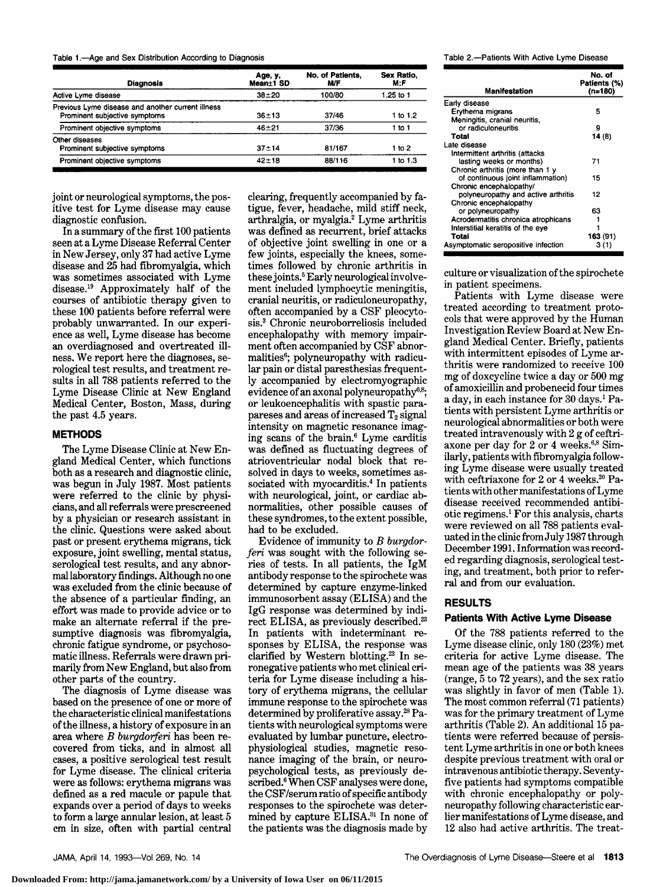Table 1.—Age and Sex Distribution According to Diagnosis

| Diagnosis | Age, y, Mean±1 SD | No. of Patients, M/F | Sex Ratio, M:F |
|---|---|---|---|
| Active Lyme disease | 38±20 | 100/80 | 1.25 to 1 |
| Previous Lyme disease and another current illness | | | |
| Prominent subjective symptoms | 36±13 | 37/46 | 1 to 1.2 |
| Prominent objective symptoms | 46±21 | 37/36 | 1 to 1 |
| Other diseases | | | |
| Prominent subjective symptoms | 37±14 | 81/167 | 1 to 2 |
| Prominent objective symptoms | 42±18 | 88/116 | 1 to 1.3 |

Table 2.—Patients With Active Lyme Disease

| Manifestation | No. of Patients (%) (n=180) |
|---|---|
| Early disease | |
| Erythema migrans | 5 |
| Meningitis, cranial neuritis, or radiculoneuritis | 9 |
| **Total** | **14** (8) |
| Late disease | |
| Intermittent arthritis (attacks lasting weeks or months) | 71 |
| Chronic arthritis (more than 1 y of continuous joint inflammation) | 15 |
| Chronic encephalopathy/polyneuropathy and active arthritis | 12 |
| Chronic encephalopathy or polyneuropathy | 63 |
| Acrodermatitis chronica atrophicans | 1 |
| Interstitial keratitis of the eye | 1 |
| **Total** | **163** (91) |
| Asymptomatic seropositive infection | 3 (1) |

joint or neurological symptoms, the positive test for Lyme disease may cause diagnostic confusion.

In a summary of the first 100 patients seen at a Lyme Disease Referral Center in New Jersey, only 37 had active Lyme disease and 25 had fibromyalgia, which was sometimes associated with Lyme disease.[19] Approximately half of the courses of antibiotic therapy given to these 100 patients before referral were probably unwarranted. In our experience as well, Lyme disease has become an overdiagnosed and overtreated illness. We report here the diagnoses, serological test results, and treatment results in all 788 patients referred to the Lyme Disease Clinic at New England Medical Center, Boston, Mass, during the past 4.5 years.

## METHODS

The Lyme Disease Clinic at New England Medical Center, which functions both as a research and diagnostic clinic, was begun in July 1987. Most patients were referred to the clinic by physicians, and all referrals were prescreened by a physician or research assistant in the clinic. Questions were asked about past or present erythema migrans, tick exposure, joint swelling, mental status, serological test results, and any abnormal laboratory findings. Although no one was excluded from the clinic because of the absence of a particular finding, an effort was made to provide advice or to make an alternate referral if the presumptive diagnosis was fibromyalgia, chronic fatigue syndrome, or psychosomatic illness. Referrals were drawn primarily from New England, but also from other parts of the country.

The diagnosis of Lyme disease was based on the presence of one or more of the characteristic clinical manifestations of the illness, a history of exposure in an area where *B burgdorferi* has been recovered from ticks, and in almost all cases, a positive serological test result for Lyme disease. The clinical criteria were as follows: erythema migrans was defined as a red macule or papule that expands over a period of days to weeks to form a large annular lesion, at least 5 cm in size, often with partial central clearing, frequently accompanied by fatigue, fever, headache, mild stiff neck, arthralgia, or myalgia.[2] Lyme arthritis was defined as recurrent, brief attacks of objective joint swelling in one or a few joints, especially the knees, sometimes followed by chronic arthritis in these joints.[5] Early neurological involvement included lymphocytic meningitis, cranial neuritis, or radiculoneuropathy, often accompanied by a CSF pleocytosis.[3] Chronic neuroborreliosis included encephalopathy with memory impairment often accompanied by CSF abnormalities[6]; polyneuropathy with radicular pain or distal paresthesias frequently accompanied by electromyographic evidence of an axonal polyneuropathy[6,8]; or leukoencephalitis with spastic parapareses and areas of increased $T_2$ signal intensity on magnetic resonance imaging scans of the brain.[6] Lyme carditis was defined as fluctuating degrees of atrioventricular nodal block that resolved in days to weeks, sometimes associated with myocarditis.[4] In patients with neurological, joint, or cardiac abnormalities, other possible causes of these syndromes, to the extent possible, had to be excluded.

Evidence of immunity to *B burgdorferi* was sought with the following series of tests. In all patients, the IgM antibody response to the spirochete was determined by capture enzyme-linked immunosorbent assay (ELISA) and the IgG response was determined by indirect ELISA, as previously described.[23] In patients with indeterminant responses by ELISA, the response was clarified by Western blotting.[23] In seronegative patients who met clinical criteria for Lyme disease including a history of erythema migrans, the cellular immune response to the spirochete was determined by proliferative assay.[28] Patients with neurological symptoms were evaluated by lumbar puncture, electrophysiological studies, magnetic resonance imaging of the brain, or neuropsychological tests, as previously described.[6] When CSF analyses were done, the CSF/serum ratio of specific antibody responses to the spirochete was determined by capture ELISA.[31] In none of the patients was the diagnosis made by culture or visualization of the spirochete in patient specimens.

Patients with Lyme disease were treated according to treatment protocols that were approved by the Human Investigation Review Board at New England Medical Center. Briefly, patients with intermittent episodes of Lyme arthritis were randomized to receive 100 mg of doxycycline twice a day or 500 mg of amoxicillin and probenecid four times a day, in each instance for 30 days.[1] Patients with persistent Lyme arthritis or neurological abnormalities or both were treated intravenously with 2 g of ceftriaxone per day for 2 or 4 weeks.[6,8] Similarly, patients with fibromyalgia following Lyme disease were usually treated with ceftriaxone for 2 or 4 weeks.[20] Patients with other manifestations of Lyme disease received recommended antibiotic regimens.[1] For this analysis, charts were reviewed on all 788 patients evaluated in the clinic from July 1987 through December 1991. Information was recorded regarding diagnosis, serological testing, and treatment, both prior to referral and from our evaluation.

## RESULTS

### Patients With Active Lyme Disease

Of the 788 patients referred to the Lyme disease clinic, only 180 (23%) met criteria for active Lyme disease. The mean age of the patients was 38 years (range, 5 to 72 years), and the sex ratio was slightly in favor of men (Table 1). The most common referral (71 patients) was for the primary treatment of Lyme arthritis (Table 2). An additional 15 patients were referred because of persistent Lyme arthritis in one or both knees despite previous treatment with oral or intravenous antibiotic therapy. Seventy-five patients had symptoms compatible with chronic encephalopathy or polyneuropathy following characteristic earlier manifestations of Lyme disease, and 12 also had active arthritis. The treat-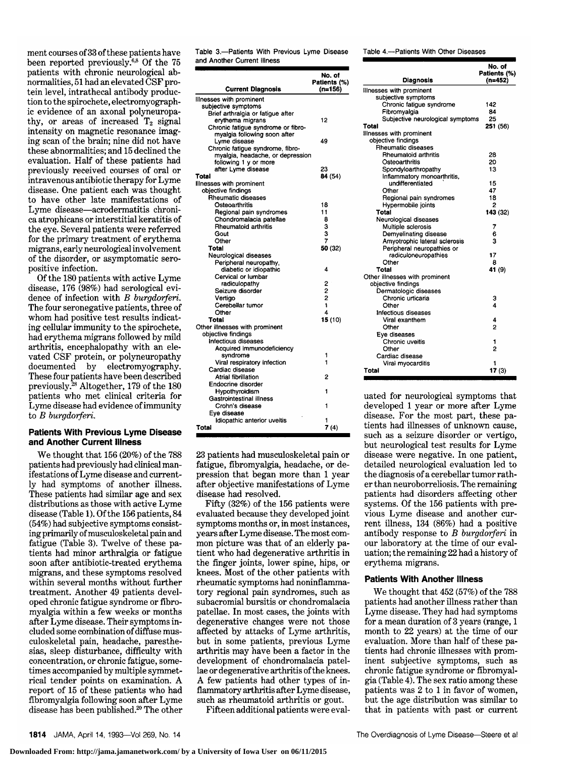ment courses of 33 of these patients have been reported previously.[6,8] Of the 75 patients with chronic neurological abnormalities, 51 had an elevated CSF protein level, intrathecal antibody production to the spirochete, electromyographic evidence of an axonal polyneuropathy, or areas of increased $T_2$ signal intensity on magnetic resonance imaging scan of the brain; nine did not have these abnormalities; and 15 declined the evaluation. Half of these patients had previously received courses of oral or intravenous antibiotic therapy for Lyme disease. One patient each was thought to have other late manifestations of Lyme disease—acrodermatitis chronica atrophicans or interstitial keratitis of the eye. Several patients were referred for the primary treatment of erythema migrans, early neurological involvement of the disorder, or asymptomatic seropositive infection.

Of the 180 patients with active Lyme disease, 176 (98%) had serological evidence of infection with *B burgdorferi*. The four seronegative patients, three of whom had positive test results indicating cellular immunity to the spirochete, had erythema migrans followed by mild arthritis, encephalopathy with an elevated CSF protein, or polyneuropathy documented by electromyography. These four patients have been described previously.[28] Altogether, 179 of the 180 patients who met clinical criteria for Lyme disease had evidence of immunity to *B burgdorferi*.

### Patients With Previous Lyme Disease and Another Current Illness

We thought that 156 (20%) of the 788 patients had previously had clinical manifestations of Lyme disease and currently had symptoms of another illness. These patients had similar age and sex distributions as those with active Lyme disease (Table 1). Of the 156 patients, 84 (54%) had subjective symptoms consisting primarily of musculoskeletal pain and fatigue (Table 3). Twelve of these patients had minor arthralgia or fatigue soon after antibiotic-treated erythema migrans, and these symptoms resolved within several months without further treatment. Another 49 patients developed chronic fatigue syndrome or fibromyalgia within a few weeks or months after Lyme disease. Their symptoms included some combination of diffuse musculoskeletal pain, headache, paresthesias, sleep disturbance, difficulty with concentration, or chronic fatigue, sometimes accompanied by multiple symmetrical tender points on examination. A report of 15 of these patients who had fibromyalgia following soon after Lyme disease has been published.[29] The other 23 patients had musculoskeletal pain or fatigue, fibromyalgia, headache, or depression that began more than 1 year after objective manifestations of Lyme disease had resolved.

Fifty (32%) of the 156 patients were evaluated because they developed joint symptoms months or, in most instances, years after Lyme disease. The most common picture was that of an elderly patient who had degenerative arthritis in the finger joints, lower spine, hips, or knees. Most of the other patients with rheumatic symptoms had noninflammatory regional pain syndromes, such as subacromial bursitis or chondromalacia patellae. In most cases, the joints with degenerative changes were not those affected by attacks of Lyme arthritis, but in some patients, previous Lyme arthritis may have been a factor in the development of chondromalacia patellae or degenerative arthritis of the knees. A few patients had other types of inflammatory arthritis after Lyme disease, such as rheumatoid arthritis or gout.

Fifteen additional patients were evaluated for neurological symptoms that developed 1 year or more after Lyme disease. For the most part, these patients had illnesses of unknown cause, such as a seizure disorder or vertigo, but neurological test results for Lyme disease were negative. In one patient, detailed neurological evaluation led to the diagnosis of a cerebellar tumor rather than neuroborreliosis. The remaining patients had disorders affecting other systems. Of the 156 patients with previous Lyme disease and another current illness, 134 (86%) had a positive antibody response to *B burgdorferi* in our laboratory at the time of our evaluation; the remaining 22 had a history of erythema migrans.

Table 3.—Patients With Previous Lyme Disease and Another Current Illness

| Current Diagnosis | No. of Patients (%) (n=156) |
|---|---|
| Illnesses with prominent subjective symptoms | |
| Brief arthralgia or fatigue after erythema migrans | 12 |
| Chronic fatigue syndrome or fibromyalgia following soon after Lyme disease | 49 |
| Chronic fatigue syndrome, fibromyalgia, headache, or depression following 1 y or more after Lyme disease | 23 |
| **Total** | **84** (54) |
| Illnesses with prominent objective findings | |
| Rheumatic diseases | |
| Osteoarthritis | 18 |
| Regional pain syndromes | 11 |
| Chondromalacia patellae | 8 |
| Rheumatoid arthritis | 3 |
| Gout | 3 |
| Other | 7 |
| **Total** | **50** (32) |
| Neurological diseases | |
| Peripheral neuropathy, diabetic or idiopathic | 4 |
| Cervical or lumbar radiculopathy | 2 |
| Seizure disorder | 2 |
| Vertigo | 2 |
| Cerebellar tumor | 1 |
| Other | 4 |
| **Total** | **15** (10) |
| Other illnesses with prominent objective findings | |
| Infectious diseases | |
| Acquired immunodeficiency syndrome | 1 |
| Viral respiratory infection | 1 |
| Cardiac disease | |
| Atrial fibrillation | 2 |
| Endocrine disorder | |
| Hypothyroidism | 1 |
| Gastrointestinal illness | |
| Crohn's disease | 1 |
| Eye disease | |
| Idiopathic anterior uveitis | 1 |
| **Total** | **7** (4) |

Table 4.—Patients With Other Diseases

| Diagnosis | No. of Patients (%) (n=452) |
|---|---|
| Illnesses with prominent subjective symptoms | |
| Chronic fatigue syndrome | 142 |
| Fibromyalgia | 84 |
| Subjective neurological symptoms | 25 |
| **Total** | **251** (56) |
| Illnesses with prominent objective findings | |
| Rheumatic diseases | |
| Rheumatoid arthritis | 28 |
| Osteoarthritis | 20 |
| Spondyloarthropathy | 13 |
| Inflammatory monoarthritis, undifferentiated | 15 |
| Other | 47 |
| Regional pain syndromes | 18 |
| Hypermobile joints | 2 |
| **Total** | **143** (32) |
| Neurological diseases | |
| Multiple sclerosis | 7 |
| Demyelinating disease | 6 |
| Amyotrophic lateral sclerosis | 3 |
| Peripheral neuropathies or radiculoneuropathies | 17 |
| Other | 8 |
| **Total** | **41** (9) |
| Other illnesses with prominent objective findings | |
| Dermatologic diseases | |
| Chronic urticaria | 3 |
| Other | 4 |
| Infectious diseases | |
| Viral exanthem | 4 |
| Other | 2 |
| Eye diseases | |
| Chronic uveitis | 1 |
| Other | 2 |
| Cardiac disease | |
| Viral myocarditis | 1 |
| **Total** | **17** (3) |

### Patients With Another Illness

We thought that 452 (57%) of the 788 patients had another illness rather than Lyme disease. They had had symptoms for a mean duration of 3 years (range, 1 month to 22 years) at the time of our evaluation. More than half of these patients had chronic illnesses with prominent subjective symptoms, such as chronic fatigue syndrome or fibromyalgia (Table 4). The sex ratio among these patients was 2 to 1 in favor of women, but the age distribution was similar to that in patients with past or current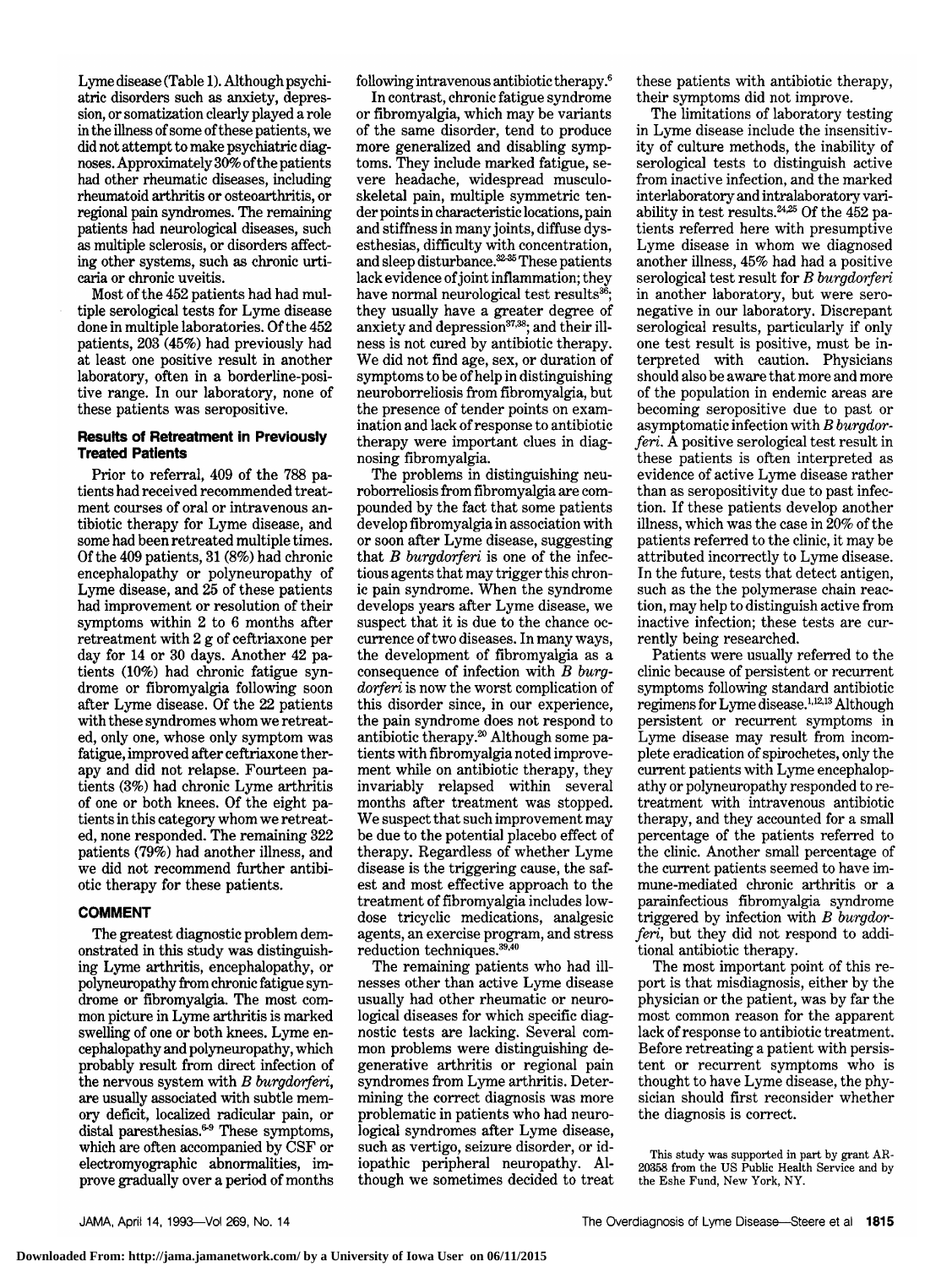Lyme disease (Table 1). Although psychiatric disorders such as anxiety, depression, or somatization clearly played a role in the illness of some of these patients, we did not attempt to make psychiatric diagnoses. Approximately 30% of the patients had other rheumatic diseases, including rheumatoid arthritis or osteoarthritis, or regional pain syndromes. The remaining patients had neurological diseases, such as multiple sclerosis, or disorders affecting other systems, such as chronic urticaria or chronic uveitis.

Most of the 452 patients had had multiple serological tests for Lyme disease done in multiple laboratories. Of the 452 patients, 203 (45%) had previously had at least one positive result in another laboratory, often in a borderline-positive range. In our laboratory, none of these patients was seropositive.

### Results of Retreatment in Previously Treated Patients

Prior to referral, 409 of the 788 patients had received recommended treatment courses of oral or intravenous antibiotic therapy for Lyme disease, and some had been retreated multiple times. Of the 409 patients, 31 (8%) had chronic encephalopathy or polyneuropathy of Lyme disease, and 25 of these patients had improvement or resolution of their symptoms within 2 to 6 months after retreatment with 2 g of ceftriaxone per day for 14 or 30 days. Another 42 patients (10%) had chronic fatigue syndrome or fibromyalgia following soon after Lyme disease. Of the 22 patients with these syndromes whom we retreated, only one, whose only symptom was fatigue, improved after ceftriaxone therapy and did not relapse. Fourteen patients (3%) had chronic Lyme arthritis of one or both knees. Of the eight patients in this category whom we retreated, none responded. The remaining 322 patients (79%) had another illness, and we did not recommend further antibiotic therapy for these patients.

## COMMENT

The greatest diagnostic problem demonstrated in this study was distinguishing Lyme arthritis, encephalopathy, or polyneuropathy from chronic fatigue syndrome or fibromyalgia. The most common picture in Lyme arthritis is marked swelling of one or both knees. Lyme encephalopathy and polyneuropathy, which probably result from direct infection of the nervous system with *B burgdorferi*, are usually associated with subtle memory deficit, localized radicular pain, or distal paresthesias.[6-9] These symptoms, which are often accompanied by CSF or electromyographic abnormalities, improve gradually over a period of months following intravenous antibiotic therapy.[6]

In contrast, chronic fatigue syndrome or fibromyalgia, which may be variants of the same disorder, tend to produce more generalized and disabling symptoms. They include marked fatigue, severe headache, widespread musculoskeletal pain, multiple symmetric tender points in characteristic locations, pain and stiffness in many joints, diffuse dysesthesias, difficulty with concentration, and sleep disturbance.[32-35] These patients lack evidence of joint inflammation; they have normal neurological test results[36]; they usually have a greater degree of anxiety and depression[37,38]; and their illness is not cured by antibiotic therapy. We did not find age, sex, or duration of symptoms to be of help in distinguishing neuroborreliosis from fibromyalgia, but the presence of tender points on examination and lack of response to antibiotic therapy were important clues in diagnosing fibromyalgia.

The problems in distinguishing neuroborreliosis from fibromyalgia are compounded by the fact that some patients develop fibromyalgia in association with or soon after Lyme disease, suggesting that *B burgdorferi* is one of the infectious agents that may trigger this chronic pain syndrome. When the syndrome develops years after Lyme disease, we suspect that it is due to the chance occurrence of two diseases. In many ways, the development of fibromyalgia as a consequence of infection with *B burgdorferi* is now the worst complication of this disorder since, in our experience, the pain syndrome does not respond to antibiotic therapy.[20] Although some patients with fibromyalgia noted improvement while on antibiotic therapy, they invariably relapsed within several months after treatment was stopped. We suspect that such improvement may be due to the potential placebo effect of therapy. Regardless of whether Lyme disease is the triggering cause, the safest and most effective approach to the treatment of fibromyalgia includes low-dose tricyclic medications, analgesic agents, an exercise program, and stress reduction techniques.[39,40]

The remaining patients who had illnesses other than active Lyme disease usually had other rheumatic or neurological diseases for which specific diagnostic tests are lacking. Several common problems were distinguishing degenerative arthritis or regional pain syndromes from Lyme arthritis. Determining the correct diagnosis was more problematic in patients who had neurological syndromes after Lyme disease, such as vertigo, seizure disorder, or idiopathic peripheral neuropathy. Although we sometimes decided to treat these patients with antibiotic therapy, their symptoms did not improve.

The limitations of laboratory testing in Lyme disease include the insensitivity of culture methods, the inability of serological tests to distinguish active from inactive infection, and the marked interlaboratory and intralaboratory variability in test results.[24,25] Of the 452 patients referred here with presumptive Lyme disease in whom we diagnosed another illness, 45% had had a positive serological test result for *B burgdorferi* in another laboratory, but were seronegative in our laboratory. Discrepant serological results, particularly if only one test result is positive, must be interpreted with caution. Physicians should also be aware that more and more of the population in endemic areas are becoming seropositive due to past or asymptomatic infection with *B burgdorferi*. A positive serological test result in these patients is often interpreted as evidence of active Lyme disease rather than as seropositivity due to past infection. If these patients develop another illness, which was the case in 20% of the patients referred to the clinic, it may be attributed incorrectly to Lyme disease. In the future, tests that detect antigen, such as the the polymerase chain reaction, may help to distinguish active from inactive infection; these tests are currently being researched.

Patients were usually referred to the clinic because of persistent or recurrent symptoms following standard antibiotic regimens for Lyme disease.[1,12,13] Although persistent or recurrent symptoms in Lyme disease may result from incomplete eradication of spirochetes, only the current patients with Lyme encephalopathy or polyneuropathy responded to retreatment with intravenous antibiotic therapy, and they accounted for a small percentage of the patients referred to the clinic. Another small percentage of the current patients seemed to have immune-mediated chronic arthritis or a parainfectious fibromyalgia syndrome triggered by infection with *B burgdorferi*, but they did not respond to additional antibiotic therapy.

The most important point of this report is that misdiagnosis, either by the physician or the patient, was by far the most common reason for the apparent lack of response to antibiotic treatment. Before retreating a patient with persistent or recurrent symptoms who is thought to have Lyme disease, the physician should first reconsider whether the diagnosis is correct.

This study was supported in part by grant AR-20358 from the US Public Health Service and by the Eshe Fund, New York, NY.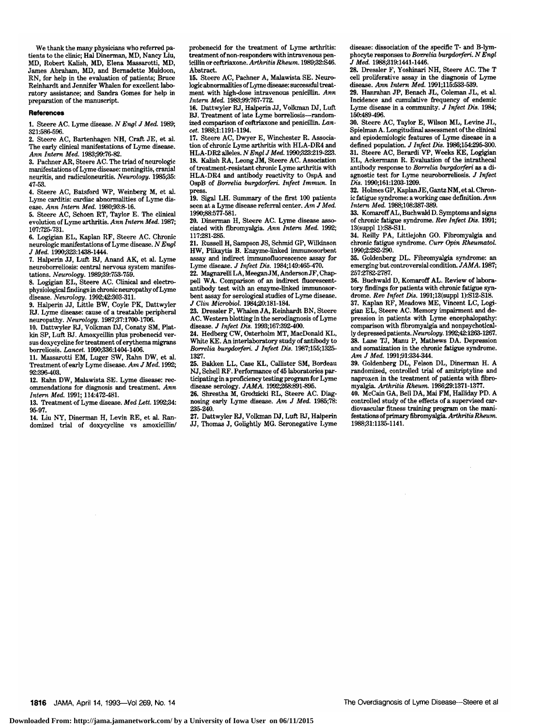We thank the many physicians who referred patients to the clinic; Hal Dinerman, MD, Nancy Liu, MD, Robert Kalish, MD, Elena Massarotti, MD, James Abraham, MD, and Bernadette Muldoon, RN, for help in the evaluation of patients; Bruce Reinhardt and Jennifer Whalen for excellent laboratory assistance; and Sandra Gomes for help in preparation of the manuscript.

## References

1. Steere AC. Lyme disease. *N Engl J Med.* 1989; 321:586-596.
2. Steere AC, Bartenhagen NH, Craft JE, et al. The early clinical manifestations of Lyme disease. *Ann Intern Med.* 1983;99:76-82.
3. Pachner AR, Steere AC. The triad of neurologic manifestations of Lyme disease: meningitis, cranial neuritis, and radiculoneuritis. *Neurology.* 1985;35: 47-53.
4. Steere AC, Batsford WP, Weinberg M, et al. Lyme carditis: cardiac abnormalities of Lyme disease. *Ann Intern Med.* 1980;93:8-16.
5. Steere AC, Schoen RT, Taylor E. The clinical evolution of Lyme arthritis. *Ann Intern Med.* 1987; 107:725-731.
6. Logigian EL, Kaplan RF, Steere AC. Chronic neurologic manifestations of Lyme disease. *N Engl J Med.* 1990;323:1438-1444.
7. Halperin JJ, Luft BJ, Anand AK, et al. Lyme neuroborreliosis: central nervous system manifestations. *Neurology.* 1989;39:753-759.
8. Logigian EL, Steere AC. Clinical and electrophysiological findings in chronic neuropathy of Lyme disease. *Neurology.* 1992;42:303-311.
9. Halperin JJ, Little BW, Coyle PK, Dattwyler RJ. Lyme disease: cause of a treatable peripheral neuropathy. *Neurology.* 1987;37:1700-1706.
10. Dattwyler RJ, Volkman DJ, Conaty SM, Platkin SP, Luft BJ. Amoxycillin plus probenecid versus doxycycline for treatment of erythema migrans borreliosis. *Lancet.* 1990;336:1404-1406.
11. Massarotti EM, Luger SW, Rahn DW, et al. Treatment of early Lyme disease. *Am J Med.* 1992; 92:396-403.
12. Rahn DW, Malawista SE. Lyme disease: recommendations for diagnosis and treatment. *Ann Intern Med.* 1991; 114:472-481.
13. Treatment of Lyme disease. *Med Lett.* 1992;34: 95-97.
14. Liu NY, Dinerman H, Levin RE, et al. Randomized trial of doxycycline vs amoxicillin/probenecid for the treatment of Lyme arthritis: treatment of non-responders with intravenous penicillin or ceftriaxone. *Arthritis Rheum.* 1989;32:S46. Abstract.
15. Steere AC, Pachner A, Malawista SE. Neurologic abnormalities of Lyme disease: successful treatment with high-dose intravenous penicillin. *Ann Intern Med.* 1983;99:767-772.
16. Dattwyler RJ, Halperin JJ, Volkman DJ, Luft BJ. Treatment of late Lyme borreliosis—randomized comparison of ceftriaxone and penicillin. *Lancet.* 1988;1:1191-1194.
17. Steere AC, Dwyer E, Winchester R. Association of chronic Lyme arthritis with HLA-DR4 and HLA-DR2 alleles. *N Engl J Med.* 1990;323:219-223.
18. Kalish RA, Leong JM, Steere AC. Association of treatment-resistant chronic Lyme arthritis with HLA-DR4 and antibody reactivity to OspA and OspB of *Borrelia burgdorferi*. *Infect Immun.* In press.
19. Sigal LH. Summary of the first 100 patients seen at a Lyme disease referral center. *Am J Med.* 1990;88:577-581.
20. Dinerman H, Steere AC. Lyme disease associated with fibromyalgia. *Ann Intern Med.* 1992; 117:281-285.
21. Russell H, Sampson JS, Schmid GP, Wilkinson HW, Plikaytis B. Enzyme-linked immunosorbent assay and indirect immunofluorescence assay for Lyme disease. *J Infect Dis.* 1984;149:465-470.
22. Magnarelli LA, Meegan JM, Anderson JF, Chappell WA. Comparison of an indirect fluorescent-antibody test with an enzyme-linked immunosorbent assay for serological studies of Lyme disease. *J Clin Microbiol.* 1984;20:181-184.
23. Dressler F, Whalen JA, Reinhardt BN, Steere AC. Western blotting in the serodiagnosis of Lyme disease. *J Infect Dis.* 1993;167:392-400.
24. Hedberg CW, Osterholm MT, MacDonald KL, White KE. An interlaboratory study of antibody to *Borrelia burgdorferi*. *J Infect Dis.* 1987;155;1325-1327.
25. Bakken LL, Case KL, Callister SM, Bordeau NJ, Schell RF. Performance of 45 laboratories participating in a proficiency testing program for Lyme disease serology. *JAMA.* 1992;268:891-895.
26. Shrestha M, Grodzicki RL, Steere AC. Diagnosing early Lyme disease. *Am J Med.* 1985;78: 235-240.
27. Dattwyler RJ, Volkman DJ, Luft BJ, Halperin JJ, Thomas J, Golightly MG. Seronegative Lyme disease: dissociation of the specific T- and B-lymphocyte responses to *Borrelia burgdorferi*. *N Engl J Med.* 1988;319:1441-1446.
28. Dressler F, Yoshinari NH, Steere AC. The T cell proliferative assay in the diagnosis of Lyme disease. *Ann Intern Med.* 1991;115:533-539.
29. Hanrahan JP, Benach JL, Coleman JL, et al. Incidence and cumulative frequency of endemic Lyme disease in a community. *J Infect Dis.* 1984; 150:489-496.
30. Steere AC, Taylor E, Wilson ML, Levine JL, Spielman A. Longitudinal assessment of the clinical and epidemiologic features of Lyme disease in a defined population. *J Infect Dis.* 1986;154:295-300.
31. Steere AC, Berardi VP, Weeks KE, Logigian EL, Ackermann R. Evaluation of the intrathecal antibody response to *Borrelia burgdorferi* as a diagnostic test for Lyme neuroborreliosis. *J Infect Dis.* 1990;161:1203-1209.
32. Holmes GP, Kaplan JE, Gantz NM, et al. Chronic fatigue syndrome: a working case definition. *Ann Intern Med.* 1988;108:387-389.
33. Komaroff AL, Buchwald D. Symptoms and signs of chronic fatigue syndrome. *Rev Infect Dis.* 1991; 13(suppl 1):S8-S11.
34. Reilly PA, Littlejohn GO. Fibromyalgia and chronic fatigue syndrome. *Curr Opin Rheumatol.* 1990;2:282-290.
35. Goldenberg DL. Fibromyalgia syndrome: an emerging but controversial condition. *JAMA.* 1987; 257:2782-2787.
36. Buchwald D, Komaroff AL. Review of laboratory findings for patients with chronic fatigue syndrome. *Rev Infect Dis.* 1991;13(suppl 1):S12-S18.
37. Kaplan RF, Meadows ME, Vincent LC, Logigian EL, Steere AC. Memory impairment and depression in patients with Lyme encephalopathy: comparison with fibromyalgia and nonpsychotically depressed patients. *Neurology.* 1992;42:1263-1267.
38. Lane TJ, Manu P, Mathews DA. Depression and somatization in the chronic fatigue syndrome. *Am J Med.* 1991;91:334-344.
39. Goldenberg DL, Felson DL, Dinerman H. A randomized, controlled trial of amitriptyline and naproxen in the treatment of patients with fibromyalgia. *Arthritis Rheum.* 1986;29:1371-1377.
40. McCain GA, Bell DA, Mai FM, Halliday PD. A controlled study of the effects of a supervised cardiovascular fitness training program on the manifestations of primary fibromyalgia. *Arthritis Rheum.* 1988;31:1135-1141.